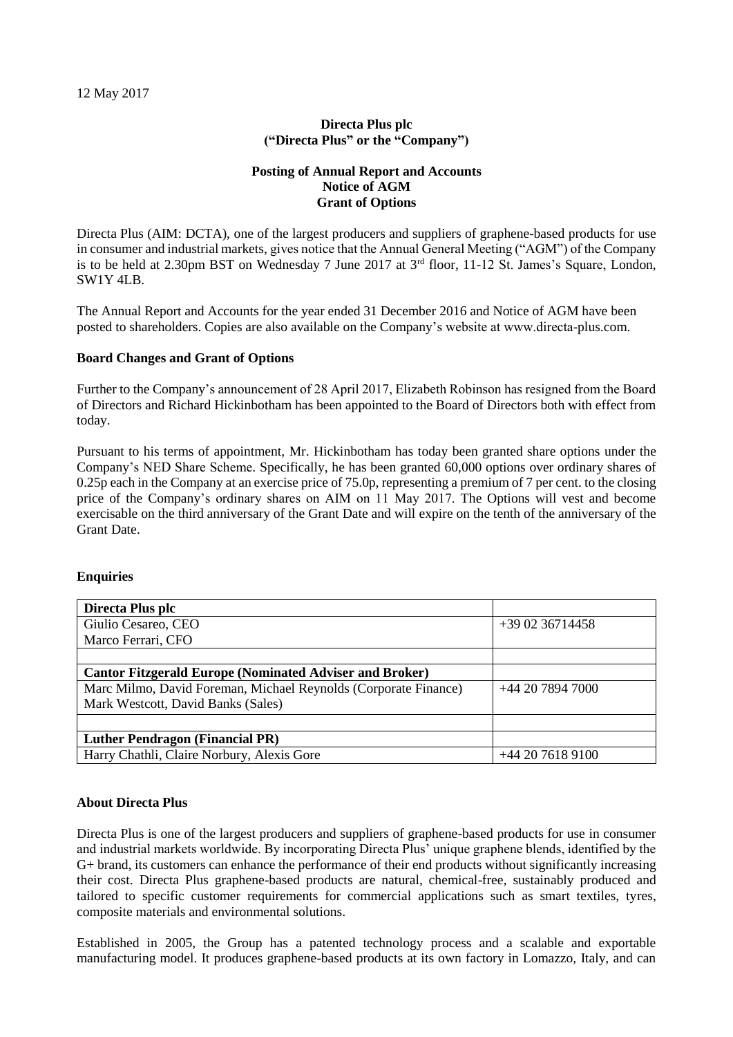12 May 2017

**Directa Plus plc**
**("Directa Plus" or the "Company")**

**Posting of Annual Report and Accounts**
**Notice of AGM**
**Grant of Options**

Directa Plus (AIM: DCTA), one of the largest producers and suppliers of graphene-based products for use in consumer and industrial markets, gives notice that the Annual General Meeting ("AGM") of the Company is to be held at 2.30pm BST on Wednesday 7 June 2017 at 3rd floor, 11-12 St. James's Square, London, SW1Y 4LB.

The Annual Report and Accounts for the year ended 31 December 2016 and Notice of AGM have been posted to shareholders. Copies are also available on the Company's website at www.directa-plus.com.

**Board Changes and Grant of Options**

Further to the Company's announcement of 28 April 2017, Elizabeth Robinson has resigned from the Board of Directors and Richard Hickinbotham has been appointed to the Board of Directors both with effect from today.

Pursuant to his terms of appointment, Mr. Hickinbotham has today been granted share options under the Company's NED Share Scheme. Specifically, he has been granted 60,000 options over ordinary shares of 0.25p each in the Company at an exercise price of 75.0p, representing a premium of 7 per cent. to the closing price of the Company's ordinary shares on AIM on 11 May 2017. The Options will vest and become exercisable on the third anniversary of the Grant Date and will expire on the tenth of the anniversary of the Grant Date.

**Enquiries**

| **Directa Plus plc** | |
|---|---|
| Giulio Cesareo, CEO<br>Marco Ferrari, CFO | +39 02 36714458 |
| | |
| **Cantor Fitzgerald Europe (Nominated Adviser and Broker)** | |
| Marc Milmo, David Foreman, Michael Reynolds (Corporate Finance)<br>Mark Westcott, David Banks (Sales) | +44 20 7894 7000 |
| | |
| **Luther Pendragon (Financial PR)** | |
| Harry Chathli, Claire Norbury, Alexis Gore | +44 20 7618 9100 |

**About Directa Plus**

Directa Plus is one of the largest producers and suppliers of graphene-based products for use in consumer and industrial markets worldwide. By incorporating Directa Plus' unique graphene blends, identified by the G+ brand, its customers can enhance the performance of their end products without significantly increasing their cost. Directa Plus graphene-based products are natural, chemical-free, sustainably produced and tailored to specific customer requirements for commercial applications such as smart textiles, tyres, composite materials and environmental solutions.

Established in 2005, the Group has a patented technology process and a scalable and exportable manufacturing model. It produces graphene-based products at its own factory in Lomazzo, Italy, and can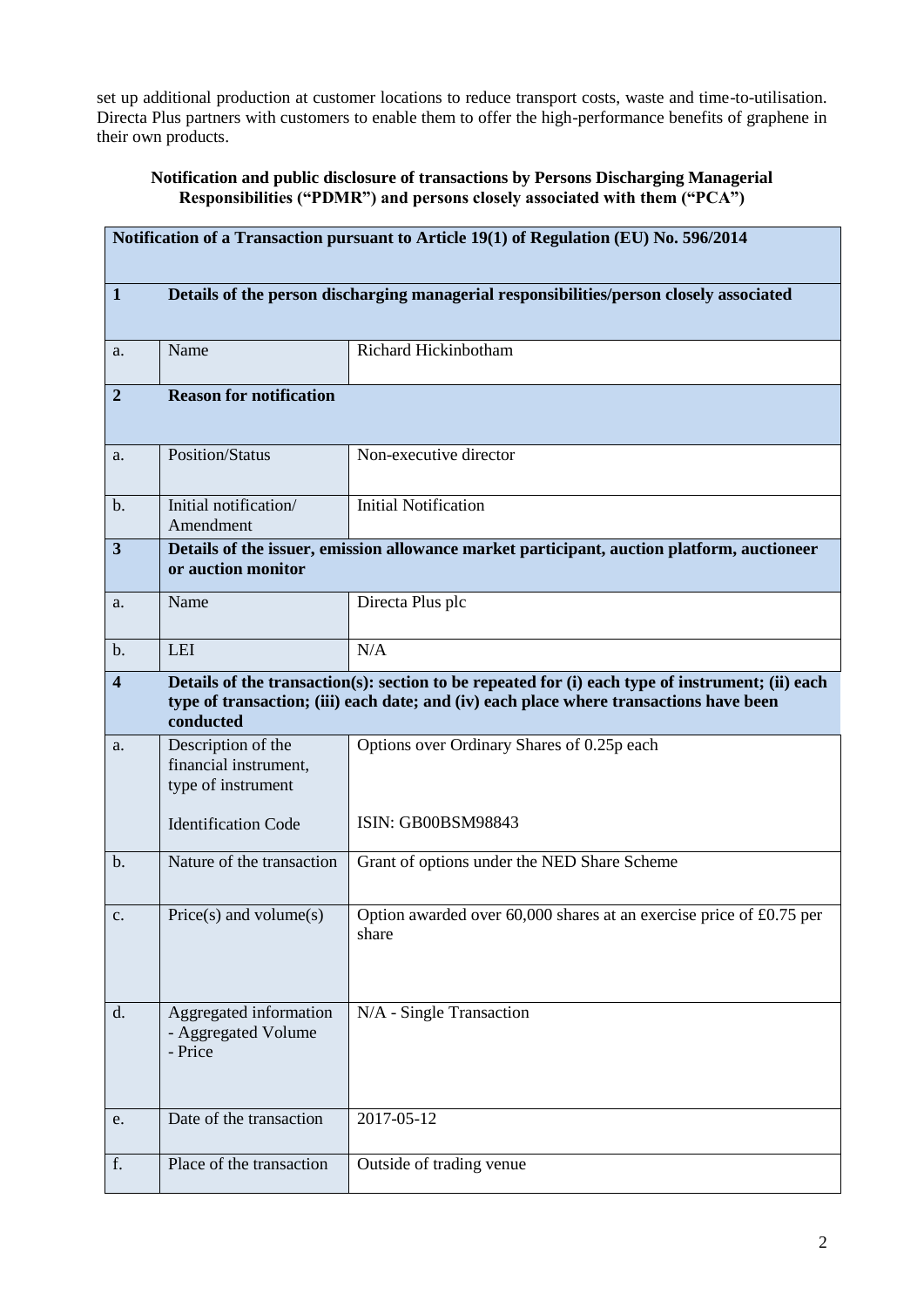set up additional production at customer locations to reduce transport costs, waste and time-to-utilisation. Directa Plus partners with customers to enable them to offer the high-performance benefits of graphene in their own products.

**Notification and public disclosure of transactions by Persons Discharging Managerial Responsibilities ("PDMR") and persons closely associated with them ("PCA")**

| | | |
|---|---|---|
| **Notification of a Transaction pursuant to Article 19(1) of Regulation (EU) No. 596/2014** | | |
| **1** | **Details of the person discharging managerial responsibilities/person closely associated** | |
| a. | Name | Richard Hickinbotham |
| **2** | **Reason for notification** | |
| a. | Position/Status | Non-executive director |
| b. | Initial notification/ Amendment | Initial Notification |
| **3** | **Details of the issuer, emission allowance market participant, auction platform, auctioneer or auction monitor** | |
| a. | Name | Directa Plus plc |
| b. | LEI | N/A |
| **4** | **Details of the transaction(s): section to be repeated for (i) each type of instrument; (ii) each type of transaction; (iii) each date; and (iv) each place where transactions have been conducted** | |
| a. | Description of the financial instrument, type of instrument<br><br>Identification Code | Options over Ordinary Shares of 0.25p each<br><br>ISIN: GB00BSM98843 |
| b. | Nature of the transaction | Grant of options under the NED Share Scheme |
| c. | Price(s) and volume(s) | Option awarded over 60,000 shares at an exercise price of £0.75 per share |
| d. | Aggregated information<br>- Aggregated Volume<br>- Price | N/A - Single Transaction |
| e. | Date of the transaction | 2017-05-12 |
| f. | Place of the transaction | Outside of trading venue |